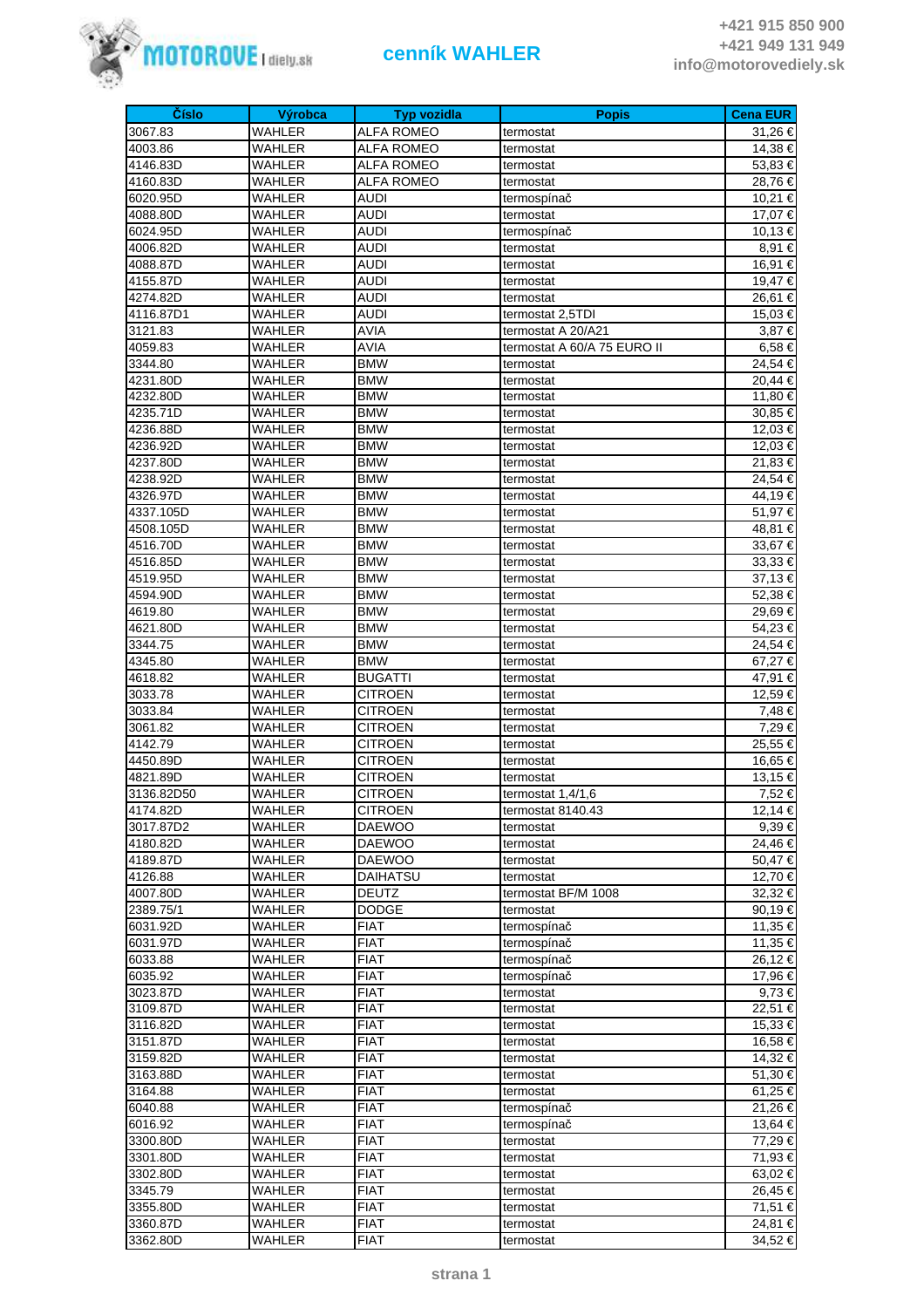# cenník WAHLER

+421 915 850 900
+421 949 131 949
info@motorovediely.sk

| Číslo | Výrobca | Typ vozidla | Popis | Cena EUR |
|---|---|---|---|---|
| 3067.83 | WAHLER | ALFA ROMEO | termostat | 31,26 € |
| 4003.86 | WAHLER | ALFA ROMEO | termostat | 14,38 € |
| 4146.83D | WAHLER | ALFA ROMEO | termostat | 53,83 € |
| 4160.83D | WAHLER | ALFA ROMEO | termostat | 28,76 € |
| 6020.95D | WAHLER | AUDI | termospínač | 10,21 € |
| 4088.80D | WAHLER | AUDI | termostat | 17,07 € |
| 6024.95D | WAHLER | AUDI | termospínač | 10,13 € |
| 4006.82D | WAHLER | AUDI | termostat | 8,91 € |
| 4088.87D | WAHLER | AUDI | termostat | 16,91 € |
| 4155.87D | WAHLER | AUDI | termostat | 19,47 € |
| 4274.82D | WAHLER | AUDI | termostat | 26,61 € |
| 4116.87D1 | WAHLER | AUDI | termostat 2,5TDI | 15,03 € |
| 3121.83 | WAHLER | AVIA | termostat A 20/A21 | 3,87 € |
| 4059.83 | WAHLER | AVIA | termostat A 60/A 75 EURO II | 6,58 € |
| 3344.80 | WAHLER | BMW | termostat | 24,54 € |
| 4231.80D | WAHLER | BMW | termostat | 20,44 € |
| 4232.80D | WAHLER | BMW | termostat | 11,80 € |
| 4235.71D | WAHLER | BMW | termostat | 30,85 € |
| 4236.88D | WAHLER | BMW | termostat | 12,03 € |
| 4236.92D | WAHLER | BMW | termostat | 12,03 € |
| 4237.80D | WAHLER | BMW | termostat | 21,83 € |
| 4238.92D | WAHLER | BMW | termostat | 24,54 € |
| 4326.97D | WAHLER | BMW | termostat | 44,19 € |
| 4337.105D | WAHLER | BMW | termostat | 51,97 € |
| 4508.105D | WAHLER | BMW | termostat | 48,81 € |
| 4516.70D | WAHLER | BMW | termostat | 33,67 € |
| 4516.85D | WAHLER | BMW | termostat | 33,33 € |
| 4519.95D | WAHLER | BMW | termostat | 37,13 € |
| 4594.90D | WAHLER | BMW | termostat | 52,38 € |
| 4619.80 | WAHLER | BMW | termostat | 29,69 € |
| 4621.80D | WAHLER | BMW | termostat | 54,23 € |
| 3344.75 | WAHLER | BMW | termostat | 24,54 € |
| 4345.80 | WAHLER | BMW | termostat | 67,27 € |
| 4618.82 | WAHLER | BUGATTI | termostat | 47,91 € |
| 3033.78 | WAHLER | CITROEN | termostat | 12,59 € |
| 3033.84 | WAHLER | CITROEN | termostat | 7,48 € |
| 3061.82 | WAHLER | CITROEN | termostat | 7,29 € |
| 4142.79 | WAHLER | CITROEN | termostat | 25,55 € |
| 4450.89D | WAHLER | CITROEN | termostat | 16,65 € |
| 4821.89D | WAHLER | CITROEN | termostat | 13,15 € |
| 3136.82D50 | WAHLER | CITROEN | termostat 1,4/1,6 | 7,52 € |
| 4174.82D | WAHLER | CITROEN | termostat 8140.43 | 12,14 € |
| 3017.87D2 | WAHLER | DAEWOO | termostat | 9,39 € |
| 4180.82D | WAHLER | DAEWOO | termostat | 24,46 € |
| 4189.87D | WAHLER | DAEWOO | termostat | 50,47 € |
| 4126.88 | WAHLER | DAIHATSU | termostat | 12,70 € |
| 4007.80D | WAHLER | DEUTZ | termostat BF/M 1008 | 32,32 € |
| 2389.75/1 | WAHLER | DODGE | termostat | 90,19 € |
| 6031.92D | WAHLER | FIAT | termospínač | 11,35 € |
| 6031.97D | WAHLER | FIAT | termospínač | 11,35 € |
| 6033.88 | WAHLER | FIAT | termospínač | 26,12 € |
| 6035.92 | WAHLER | FIAT | termospínač | 17,96 € |
| 3023.87D | WAHLER | FIAT | termostat | 9,73 € |
| 3109.87D | WAHLER | FIAT | termostat | 22,51 € |
| 3116.82D | WAHLER | FIAT | termostat | 15,33 € |
| 3151.87D | WAHLER | FIAT | termostat | 16,58 € |
| 3159.82D | WAHLER | FIAT | termostat | 14,32 € |
| 3163.88D | WAHLER | FIAT | termostat | 51,30 € |
| 3164.88 | WAHLER | FIAT | termostat | 61,25 € |
| 6040.88 | WAHLER | FIAT | termospínač | 21,26 € |
| 6016.92 | WAHLER | FIAT | termospínač | 13,64 € |
| 3300.80D | WAHLER | FIAT | termostat | 77,29 € |
| 3301.80D | WAHLER | FIAT | termostat | 71,93 € |
| 3302.80D | WAHLER | FIAT | termostat | 63,02 € |
| 3345.79 | WAHLER | FIAT | termostat | 26,45 € |
| 3355.80D | WAHLER | FIAT | termostat | 71,51 € |
| 3360.87D | WAHLER | FIAT | termostat | 24,81 € |
| 3362.80D | WAHLER | FIAT | termostat | 34,52 € |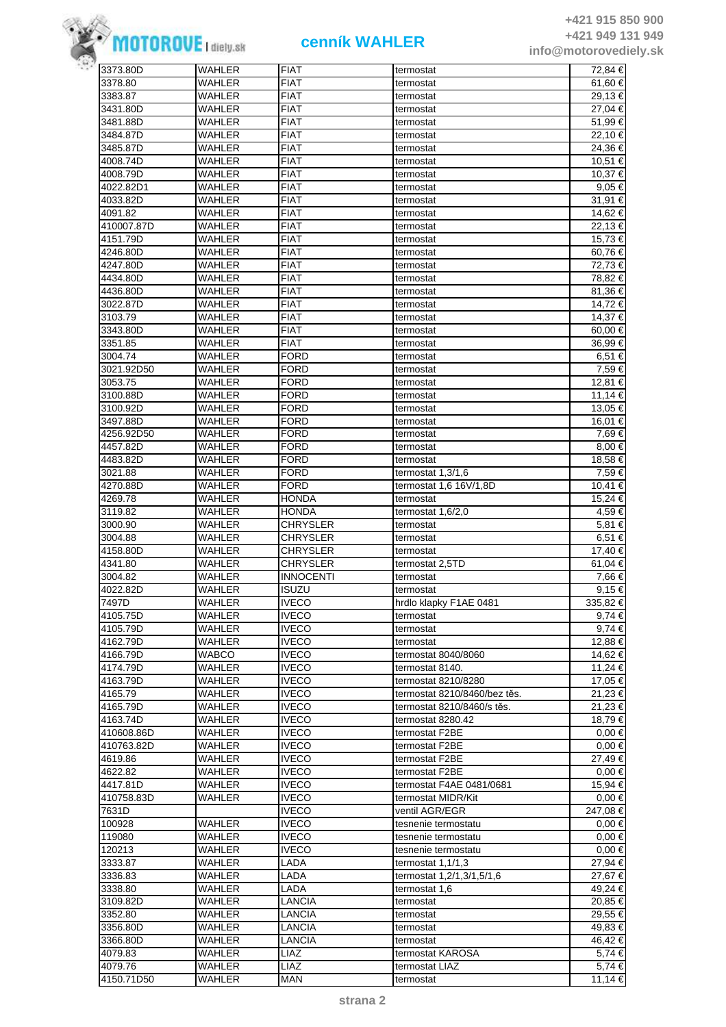| | | | | |
|---|---|---|---|---|
| 3373.80D | WAHLER | FIAT | termostat | 72,84 € |
| 3378.80 | WAHLER | FIAT | termostat | 61,60 € |
| 3383.87 | WAHLER | FIAT | termostat | 29,13 € |
| 3431.80D | WAHLER | FIAT | termostat | 27,04 € |
| 3481.88D | WAHLER | FIAT | termostat | 51,99 € |
| 3484.87D | WAHLER | FIAT | termostat | 22,10 € |
| 3485.87D | WAHLER | FIAT | termostat | 24,36 € |
| 4008.74D | WAHLER | FIAT | termostat | 10,51 € |
| 4008.79D | WAHLER | FIAT | termostat | 10,37 € |
| 4022.82D1 | WAHLER | FIAT | termostat | 9,05 € |
| 4033.82D | WAHLER | FIAT | termostat | 31,91 € |
| 4091.82 | WAHLER | FIAT | termostat | 14,62 € |
| 410007.87D | WAHLER | FIAT | termostat | 22,13 € |
| 4151.79D | WAHLER | FIAT | termostat | 15,73 € |
| 4246.80D | WAHLER | FIAT | termostat | 60,76 € |
| 4247.80D | WAHLER | FIAT | termostat | 72,73 € |
| 4434.80D | WAHLER | FIAT | termostat | 78,82 € |
| 4436.80D | WAHLER | FIAT | termostat | 81,36 € |
| 3022.87D | WAHLER | FIAT | termostat | 14,72 € |
| 3103.79 | WAHLER | FIAT | termostat | 14,37 € |
| 3343.80D | WAHLER | FIAT | termostat | 60,00 € |
| 3351.85 | WAHLER | FIAT | termostat | 36,99 € |
| 3004.74 | WAHLER | FORD | termostat | 6,51 € |
| 3021.92D50 | WAHLER | FORD | termostat | 7,59 € |
| 3053.75 | WAHLER | FORD | termostat | 12,81 € |
| 3100.88D | WAHLER | FORD | termostat | 11,14 € |
| 3100.92D | WAHLER | FORD | termostat | 13,05 € |
| 3497.88D | WAHLER | FORD | termostat | 16,01 € |
| 4256.92D50 | WAHLER | FORD | termostat | 7,69 € |
| 4457.82D | WAHLER | FORD | termostat | 8,00 € |
| 4483.82D | WAHLER | FORD | termostat | 18,58 € |
| 3021.88 | WAHLER | FORD | termostat 1,3/1,6 | 7,59 € |
| 4270.88D | WAHLER | FORD | termostat 1,6 16V/1,8D | 10,41 € |
| 4269.78 | WAHLER | HONDA | termostat | 15,24 € |
| 3119.82 | WAHLER | HONDA | termostat 1,6/2,0 | 4,59 € |
| 3000.90 | WAHLER | CHRYSLER | termostat | 5,81 € |
| 3004.88 | WAHLER | CHRYSLER | termostat | 6,51 € |
| 4158.80D | WAHLER | CHRYSLER | termostat | 17,40 € |
| 4341.80 | WAHLER | CHRYSLER | termostat 2,5TD | 61,04 € |
| 3004.82 | WAHLER | INNOCENTI | termostat | 7,66 € |
| 4022.82D | WAHLER | ISUZU | termostat | 9,15 € |
| 7497D | WAHLER | IVECO | hrdlo klapky F1AE 0481 | 335,82 € |
| 4105.75D | WAHLER | IVECO | termostat | 9,74 € |
| 4105.79D | WAHLER | IVECO | termostat | 9,74 € |
| 4162.79D | WAHLER | IVECO | termostat | 12,88 € |
| 4166.79D | WABCO | IVECO | termostat 8040/8060 | 14,62 € |
| 4174.79D | WAHLER | IVECO | termostat 8140. | 11,24 € |
| 4163.79D | WAHLER | IVECO | termostat 8210/8280 | 17,05 € |
| 4165.79 | WAHLER | IVECO | termostat 8210/8460/bez těs. | 21,23 € |
| 4165.79D | WAHLER | IVECO | termostat 8210/8460/s těs. | 21,23 € |
| 4163.74D | WAHLER | IVECO | termostat 8280.42 | 18,79 € |
| 410608.86D | WAHLER | IVECO | termostat F2BE | 0,00 € |
| 410763.82D | WAHLER | IVECO | termostat F2BE | 0,00 € |
| 4619.86 | WAHLER | IVECO | termostat F2BE | 27,49 € |
| 4622.82 | WAHLER | IVECO | termostat F2BE | 0,00 € |
| 4417.81D | WAHLER | IVECO | termostat F4AE 0481/0681 | 15,94 € |
| 410758.83D | WAHLER | IVECO | termostat MIDR/Kit | 0,00 € |
| 7631D | | IVECO | ventil AGR/EGR | 247,08 € |
| 100928 | WAHLER | IVECO | tesnenie termostatu | 0,00 € |
| 119080 | WAHLER | IVECO | tesnenie termostatu | 0,00 € |
| 120213 | WAHLER | IVECO | tesnenie termostatu | 0,00 € |
| 3333.87 | WAHLER | LADA | termostat 1,1/1,3 | 27,94 € |
| 3336.83 | WAHLER | LADA | termostat 1,2/1,3/1,5/1,6 | 27,67 € |
| 3338.80 | WAHLER | LADA | termostat 1,6 | 49,24 € |
| 3109.82D | WAHLER | LANCIA | termostat | 20,85 € |
| 3352.80 | WAHLER | LANCIA | termostat | 29,55 € |
| 3356.80D | WAHLER | LANCIA | termostat | 49,83 € |
| 3366.80D | WAHLER | LANCIA | termostat | 46,42 € |
| 4079.83 | WAHLER | LIAZ | termostat KAROSA | 5,74 € |
| 4079.76 | WAHLER | LIAZ | termostat LIAZ | 5,74 € |
| 4150.71D50 | WAHLER | MAN | termostat | 11,14 € |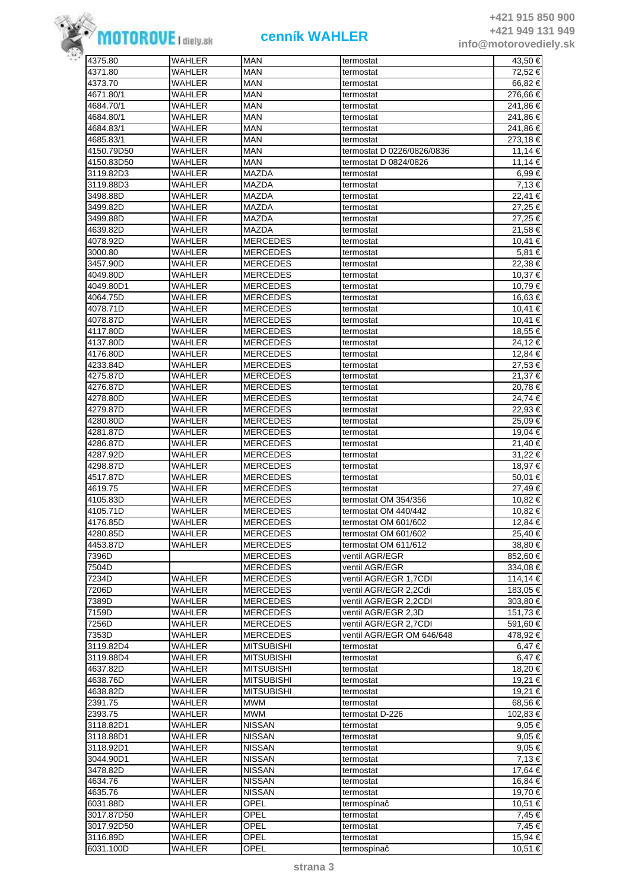| | | | | |
|---|---|---|---|---|
| 4375.80 | WAHLER | MAN | termostat | 43,50 € |
| 4371.80 | WAHLER | MAN | termostat | 72,52 € |
| 4373.70 | WAHLER | MAN | termostat | 66,82 € |
| 4671.80/1 | WAHLER | MAN | termostat | 276,66 € |
| 4684.70/1 | WAHLER | MAN | termostat | 241,86 € |
| 4684.80/1 | WAHLER | MAN | termostat | 241,86 € |
| 4684.83/1 | WAHLER | MAN | termostat | 241,86 € |
| 4685.83/1 | WAHLER | MAN | termostat | 273,18 € |
| 4150.79D50 | WAHLER | MAN | termostat D 0226/0826/0836 | 11,14 € |
| 4150.83D50 | WAHLER | MAN | termostat D 0824/0826 | 11,14 € |
| 3119.82D3 | WAHLER | MAZDA | termostat | 6,99 € |
| 3119.88D3 | WAHLER | MAZDA | termostat | 7,13 € |
| 3498.88D | WAHLER | MAZDA | termostat | 22,41 € |
| 3499.82D | WAHLER | MAZDA | termostat | 27,25 € |
| 3499.88D | WAHLER | MAZDA | termostat | 27,25 € |
| 4639.82D | WAHLER | MAZDA | termostat | 21,58 € |
| 4078.92D | WAHLER | MERCEDES | termostat | 10,41 € |
| 3000.80 | WAHLER | MERCEDES | termostat | 5,81 € |
| 3457.90D | WAHLER | MERCEDES | termostat | 22,38 € |
| 4049.80D | WAHLER | MERCEDES | termostat | 10,37 € |
| 4049.80D1 | WAHLER | MERCEDES | termostat | 10,79 € |
| 4064.75D | WAHLER | MERCEDES | termostat | 16,63 € |
| 4078.71D | WAHLER | MERCEDES | termostat | 10,41 € |
| 4078.87D | WAHLER | MERCEDES | termostat | 10,41 € |
| 4117.80D | WAHLER | MERCEDES | termostat | 18,55 € |
| 4137.80D | WAHLER | MERCEDES | termostat | 24,12 € |
| 4176.80D | WAHLER | MERCEDES | termostat | 12,84 € |
| 4233.84D | WAHLER | MERCEDES | termostat | 27,53 € |
| 4275.87D | WAHLER | MERCEDES | termostat | 21,37 € |
| 4276.87D | WAHLER | MERCEDES | termostat | 20,78 € |
| 4278.80D | WAHLER | MERCEDES | termostat | 24,74 € |
| 4279.87D | WAHLER | MERCEDES | termostat | 22,93 € |
| 4280.80D | WAHLER | MERCEDES | termostat | 25,09 € |
| 4281.87D | WAHLER | MERCEDES | termostat | 19,04 € |
| 4286.87D | WAHLER | MERCEDES | termostat | 21,40 € |
| 4287.92D | WAHLER | MERCEDES | termostat | 31,22 € |
| 4298.87D | WAHLER | MERCEDES | termostat | 18,97 € |
| 4517.87D | WAHLER | MERCEDES | termostat | 50,01 € |
| 4619.75 | WAHLER | MERCEDES | termostat | 27,49 € |
| 4105.83D | WAHLER | MERCEDES | termostat OM 354/356 | 10,82 € |
| 4105.71D | WAHLER | MERCEDES | termostat OM 440/442 | 10,82 € |
| 4176.85D | WAHLER | MERCEDES | termostat OM 601/602 | 12,84 € |
| 4280.85D | WAHLER | MERCEDES | termostat OM 601/602 | 25,40 € |
| 4453.87D | WAHLER | MERCEDES | termostat OM 611/612 | 38,80 € |
| 7396D | | MERCEDES | ventil AGR/EGR | 852,60 € |
| 7504D | | MERCEDES | ventil AGR/EGR | 334,08 € |
| 7234D | WAHLER | MERCEDES | ventil AGR/EGR 1,7CDI | 114,14 € |
| 7206D | WAHLER | MERCEDES | ventil AGR/EGR 2,2Cdi | 183,05 € |
| 7389D | WAHLER | MERCEDES | ventil AGR/EGR 2,2CDI | 303,80 € |
| 7159D | WAHLER | MERCEDES | ventil AGR/EGR 2,3D | 151,73 € |
| 7256D | WAHLER | MERCEDES | ventil AGR/EGR 2,7CDI | 591,60 € |
| 7353D | WAHLER | MERCEDES | ventil AGR/EGR OM 646/648 | 478,92 € |
| 3119.82D4 | WAHLER | MITSUBISHI | termostat | 6,47 € |
| 3119.88D4 | WAHLER | MITSUBISHI | termostat | 6,47 € |
| 4637.82D | WAHLER | MITSUBISHI | termostat | 18,20 € |
| 4638.76D | WAHLER | MITSUBISHI | termostat | 19,21 € |
| 4638.82D | WAHLER | MITSUBISHI | termostat | 19,21 € |
| 2391.75 | WAHLER | MWM | termostat | 68,56 € |
| 2393.75 | WAHLER | MWM | termostat D-226 | 102,83 € |
| 3118.82D1 | WAHLER | NISSAN | termostat | 9,05 € |
| 3118.88D1 | WAHLER | NISSAN | termostat | 9,05 € |
| 3118.92D1 | WAHLER | NISSAN | termostat | 9,05 € |
| 3044.90D1 | WAHLER | NISSAN | termostat | 7,13 € |
| 3478.82D | WAHLER | NISSAN | termostat | 17,64 € |
| 4634.76 | WAHLER | NISSAN | termostat | 16,84 € |
| 4635.76 | WAHLER | NISSAN | termostat | 19,70 € |
| 6031.88D | WAHLER | OPEL | termospínač | 10,51 € |
| 3017.87D50 | WAHLER | OPEL | termostat | 7,45 € |
| 3017.92D50 | WAHLER | OPEL | termostat | 7,45 € |
| 3116.89D | WAHLER | OPEL | termostat | 15,94 € |
| 6031.100D | WAHLER | OPEL | termospínač | 10,51 € |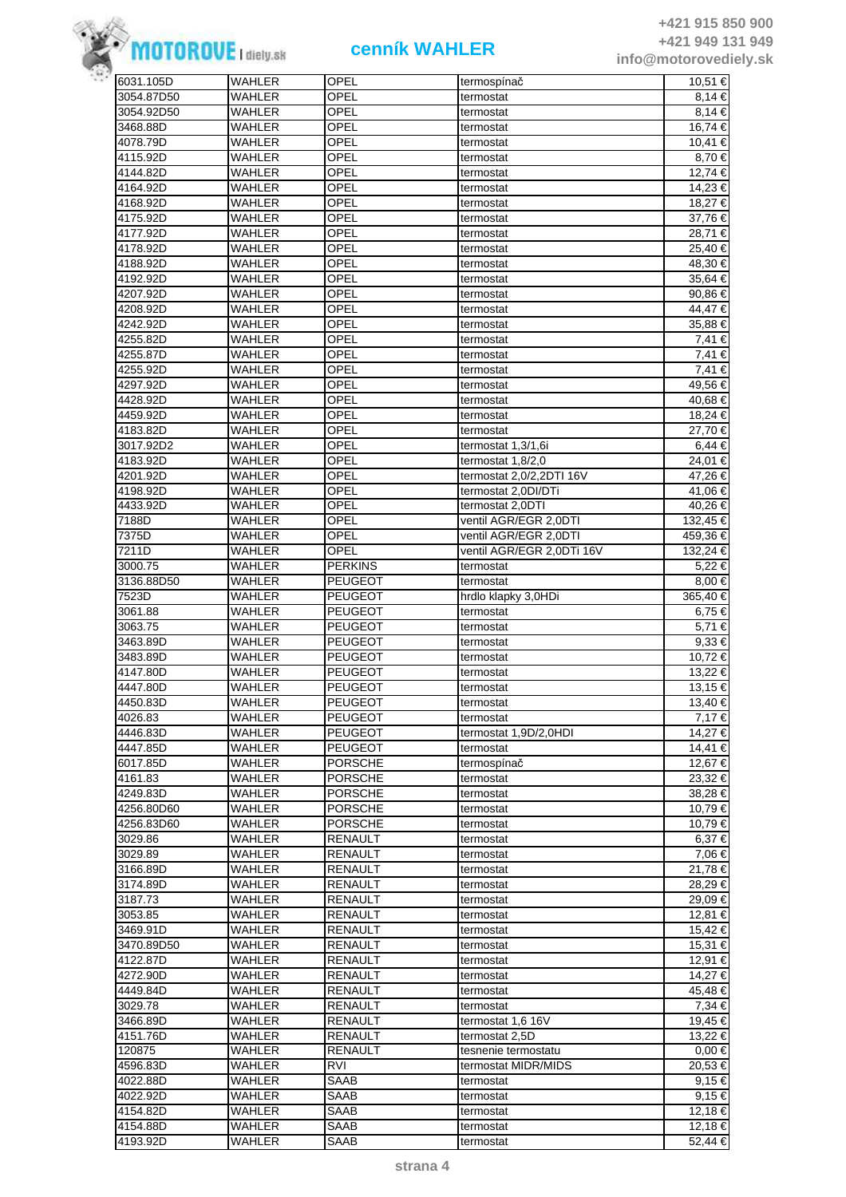# cenník WAHLER

+421 915 850 900
+421 949 131 949
info@motorovediely.sk

| | | | | |
|---|---|---|---|---|
| 6031.105D | WAHLER | OPEL | termospínač | 10,51 € |
| 3054.87D50 | WAHLER | OPEL | termostat | 8,14 € |
| 3054.92D50 | WAHLER | OPEL | termostat | 8,14 € |
| 3468.88D | WAHLER | OPEL | termostat | 16,74 € |
| 4078.79D | WAHLER | OPEL | termostat | 10,41 € |
| 4115.92D | WAHLER | OPEL | termostat | 8,70 € |
| 4144.82D | WAHLER | OPEL | termostat | 12,74 € |
| 4164.92D | WAHLER | OPEL | termostat | 14,23 € |
| 4168.92D | WAHLER | OPEL | termostat | 18,27 € |
| 4175.92D | WAHLER | OPEL | termostat | 37,76 € |
| 4177.92D | WAHLER | OPEL | termostat | 28,71 € |
| 4178.92D | WAHLER | OPEL | termostat | 25,40 € |
| 4188.92D | WAHLER | OPEL | termostat | 48,30 € |
| 4192.92D | WAHLER | OPEL | termostat | 35,64 € |
| 4207.92D | WAHLER | OPEL | termostat | 90,86 € |
| 4208.92D | WAHLER | OPEL | termostat | 44,47 € |
| 4242.92D | WAHLER | OPEL | termostat | 35,88 € |
| 4255.82D | WAHLER | OPEL | termostat | 7,41 € |
| 4255.87D | WAHLER | OPEL | termostat | 7,41 € |
| 4255.92D | WAHLER | OPEL | termostat | 7,41 € |
| 4297.92D | WAHLER | OPEL | termostat | 49,56 € |
| 4428.92D | WAHLER | OPEL | termostat | 40,68 € |
| 4459.92D | WAHLER | OPEL | termostat | 18,24 € |
| 4183.82D | WAHLER | OPEL | termostat | 27,70 € |
| 3017.92D2 | WAHLER | OPEL | termostat 1,3/1,6i | 6,44 € |
| 4183.92D | WAHLER | OPEL | termostat 1,8/2,0 | 24,01 € |
| 4201.92D | WAHLER | OPEL | termostat 2,0/2,2DTI 16V | 47,26 € |
| 4198.92D | WAHLER | OPEL | termostat 2,0DI/DTi | 41,06 € |
| 4433.92D | WAHLER | OPEL | termostat 2,0DTI | 40,26 € |
| 7188D | WAHLER | OPEL | ventil AGR/EGR 2,0DTI | 132,45 € |
| 7375D | WAHLER | OPEL | ventil AGR/EGR 2,0DTI | 459,36 € |
| 7211D | WAHLER | OPEL | ventil AGR/EGR 2,0DTi 16V | 132,24 € |
| 3000.75 | WAHLER | PERKINS | termostat | 5,22 € |
| 3136.88D50 | WAHLER | PEUGEOT | termostat | 8,00 € |
| 7523D | WAHLER | PEUGEOT | hrdlo klapky 3,0HDi | 365,40 € |
| 3061.88 | WAHLER | PEUGEOT | termostat | 6,75 € |
| 3063.75 | WAHLER | PEUGEOT | termostat | 5,71 € |
| 3463.89D | WAHLER | PEUGEOT | termostat | 9,33 € |
| 3483.89D | WAHLER | PEUGEOT | termostat | 10,72 € |
| 4147.80D | WAHLER | PEUGEOT | termostat | 13,22 € |
| 4447.80D | WAHLER | PEUGEOT | termostat | 13,15 € |
| 4450.83D | WAHLER | PEUGEOT | termostat | 13,40 € |
| 4026.83 | WAHLER | PEUGEOT | termostat | 7,17 € |
| 4446.83D | WAHLER | PEUGEOT | termostat 1,9D/2,0HDI | 14,27 € |
| 4447.85D | WAHLER | PEUGEOT | termostat | 14,41 € |
| 6017.85D | WAHLER | PORSCHE | termospínač | 12,67 € |
| 4161.83 | WAHLER | PORSCHE | termostat | 23,32 € |
| 4249.83D | WAHLER | PORSCHE | termostat | 38,28 € |
| 4256.80D60 | WAHLER | PORSCHE | termostat | 10,79 € |
| 4256.83D60 | WAHLER | PORSCHE | termostat | 10,79 € |
| 3029.86 | WAHLER | RENAULT | termostat | 6,37 € |
| 3029.89 | WAHLER | RENAULT | termostat | 7,06 € |
| 3166.89D | WAHLER | RENAULT | termostat | 21,78 € |
| 3174.89D | WAHLER | RENAULT | termostat | 28,29 € |
| 3187.73 | WAHLER | RENAULT | termostat | 29,09 € |
| 3053.85 | WAHLER | RENAULT | termostat | 12,81 € |
| 3469.91D | WAHLER | RENAULT | termostat | 15,42 € |
| 3470.89D50 | WAHLER | RENAULT | termostat | 15,31 € |
| 4122.87D | WAHLER | RENAULT | termostat | 12,91 € |
| 4272.90D | WAHLER | RENAULT | termostat | 14,27 € |
| 4449.84D | WAHLER | RENAULT | termostat | 45,48 € |
| 3029.78 | WAHLER | RENAULT | termostat | 7,34 € |
| 3466.89D | WAHLER | RENAULT | termostat 1,6 16V | 19,45 € |
| 4151.76D | WAHLER | RENAULT | termostat 2,5D | 13,22 € |
| 120875 | WAHLER | RENAULT | tesnenie termostatu | 0,00 € |
| 4596.83D | WAHLER | RVI | termostat MIDR/MIDS | 20,53 € |
| 4022.88D | WAHLER | SAAB | termostat | 9,15 € |
| 4022.92D | WAHLER | SAAB | termostat | 9,15 € |
| 4154.82D | WAHLER | SAAB | termostat | 12,18 € |
| 4154.88D | WAHLER | SAAB | termostat | 12,18 € |
| 4193.92D | WAHLER | SAAB | termostat | 52,44 € |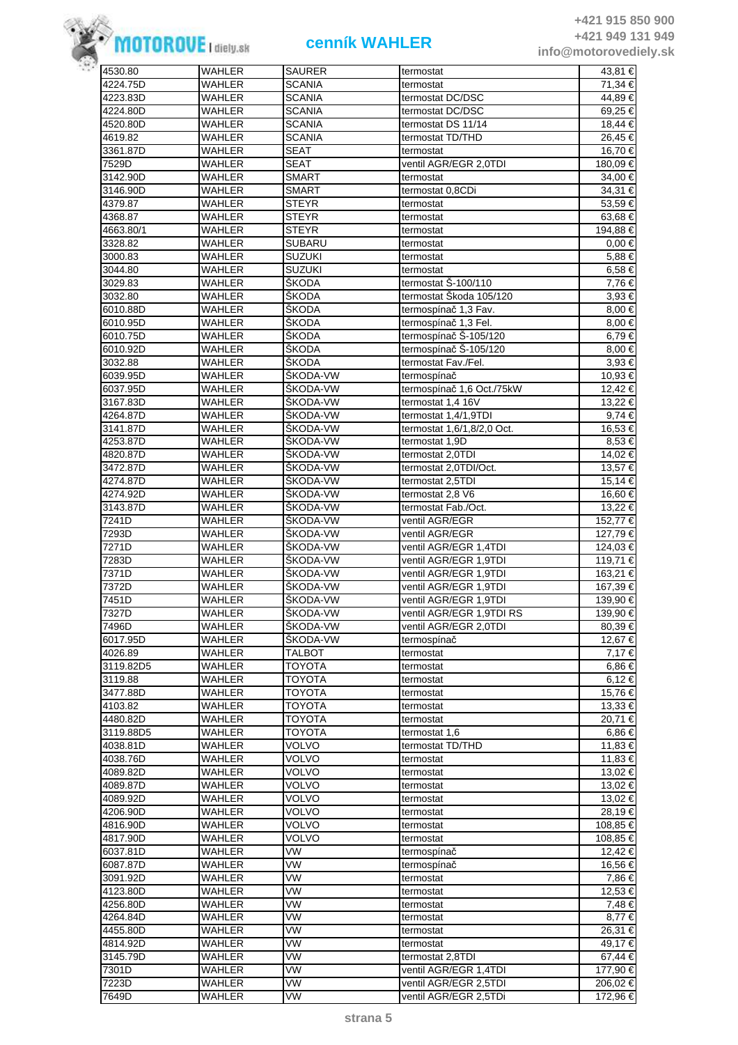| 4530.80 | WAHLER | SAURER | termostat | 43,81 € |
|---|---|---|---|---|
| 4224.75D | WAHLER | SCANIA | termostat | 71,34 € |
| 4223.83D | WAHLER | SCANIA | termostat DC/DSC | 44,89 € |
| 4224.80D | WAHLER | SCANIA | termostat DC/DSC | 69,25 € |
| 4520.80D | WAHLER | SCANIA | termostat DS 11/14 | 18,44 € |
| 4619.82 | WAHLER | SCANIA | termostat TD/THD | 26,45 € |
| 3361.87D | WAHLER | SEAT | termostat | 16,70 € |
| 7529D | WAHLER | SEAT | ventil AGR/EGR 2,0TDI | 180,09 € |
| 3142.90D | WAHLER | SMART | termostat | 34,00 € |
| 3146.90D | WAHLER | SMART | termostat 0,8CDi | 34,31 € |
| 4379.87 | WAHLER | STEYR | termostat | 53,59 € |
| 4368.87 | WAHLER | STEYR | termostat | 63,68 € |
| 4663.80/1 | WAHLER | STEYR | termostat | 194,88 € |
| 3328.82 | WAHLER | SUBARU | termostat | 0,00 € |
| 3000.83 | WAHLER | SUZUKI | termostat | 5,88 € |
| 3044.80 | WAHLER | SUZUKI | termostat | 6,58 € |
| 3029.83 | WAHLER | ŠKODA | termostat Š-100/110 | 7,76 € |
| 3032.80 | WAHLER | ŠKODA | termostat Škoda 105/120 | 3,93 € |
| 6010.88D | WAHLER | ŠKODA | termospínač 1,3 Fav. | 8,00 € |
| 6010.95D | WAHLER | ŠKODA | termospínač 1,3 Fel. | 8,00 € |
| 6010.75D | WAHLER | ŠKODA | termospínač Š-105/120 | 6,79 € |
| 6010.92D | WAHLER | ŠKODA | termospínač Š-105/120 | 8,00 € |
| 3032.88 | WAHLER | ŠKODA | termostat Fav./Fel. | 3,93 € |
| 6039.95D | WAHLER | ŠKODA-VW | termospínač | 10,93 € |
| 6037.95D | WAHLER | ŠKODA-VW | termospínač 1,6 Oct./75kW | 12,42 € |
| 3167.83D | WAHLER | ŠKODA-VW | termostat 1,4 16V | 13,22 € |
| 4264.87D | WAHLER | ŠKODA-VW | termostat 1,4/1,9TDI | 9,74 € |
| 3141.87D | WAHLER | ŠKODA-VW | termostat 1,6/1,8/2,0 Oct. | 16,53 € |
| 4253.87D | WAHLER | ŠKODA-VW | termostat 1,9D | 8,53 € |
| 4820.87D | WAHLER | ŠKODA-VW | termostat 2,0TDI | 14,02 € |
| 3472.87D | WAHLER | ŠKODA-VW | termostat 2,0TDI/Oct. | 13,57 € |
| 4274.87D | WAHLER | ŠKODA-VW | termostat 2,5TDI | 15,14 € |
| 4274.92D | WAHLER | ŠKODA-VW | termostat 2,8 V6 | 16,60 € |
| 3143.87D | WAHLER | ŠKODA-VW | termostat Fab./Oct. | 13,22 € |
| 7241D | WAHLER | ŠKODA-VW | ventil AGR/EGR | 152,77 € |
| 7293D | WAHLER | ŠKODA-VW | ventil AGR/EGR | 127,79 € |
| 7271D | WAHLER | ŠKODA-VW | ventil AGR/EGR 1,4TDI | 124,03 € |
| 7283D | WAHLER | ŠKODA-VW | ventil AGR/EGR 1,9TDI | 119,71 € |
| 7371D | WAHLER | ŠKODA-VW | ventil AGR/EGR 1,9TDI | 163,21 € |
| 7372D | WAHLER | ŠKODA-VW | ventil AGR/EGR 1,9TDI | 167,39 € |
| 7451D | WAHLER | ŠKODA-VW | ventil AGR/EGR 1,9TDI | 139,90 € |
| 7327D | WAHLER | ŠKODA-VW | ventil AGR/EGR 1,9TDI RS | 139,90 € |
| 7496D | WAHLER | ŠKODA-VW | ventil AGR/EGR 2,0TDI | 80,39 € |
| 6017.95D | WAHLER | ŠKODA-VW | termospínač | 12,67 € |
| 4026.89 | WAHLER | TALBOT | termostat | 7,17 € |
| 3119.82D5 | WAHLER | TOYOTA | termostat | 6,86 € |
| 3119.88 | WAHLER | TOYOTA | termostat | 6,12 € |
| 3477.88D | WAHLER | TOYOTA | termostat | 15,76 € |
| 4103.82 | WAHLER | TOYOTA | termostat | 13,33 € |
| 4480.82D | WAHLER | TOYOTA | termostat | 20,71 € |
| 3119.88D5 | WAHLER | TOYOTA | termostat 1,6 | 6,86 € |
| 4038.81D | WAHLER | VOLVO | termostat TD/THD | 11,83 € |
| 4038.76D | WAHLER | VOLVO | termostat | 11,83 € |
| 4089.82D | WAHLER | VOLVO | termostat | 13,02 € |
| 4089.87D | WAHLER | VOLVO | termostat | 13,02 € |
| 4089.92D | WAHLER | VOLVO | termostat | 13,02 € |
| 4206.90D | WAHLER | VOLVO | termostat | 28,19 € |
| 4816.90D | WAHLER | VOLVO | termostat | 108,85 € |
| 4817.90D | WAHLER | VOLVO | termostat | 108,85 € |
| 6037.81D | WAHLER | VW | termospínač | 12,42 € |
| 6087.87D | WAHLER | VW | termospínač | 16,56 € |
| 3091.92D | WAHLER | VW | termostat | 7,86 € |
| 4123.80D | WAHLER | VW | termostat | 12,53 € |
| 4256.80D | WAHLER | VW | termostat | 7,48 € |
| 4264.84D | WAHLER | VW | termostat | 8,77 € |
| 4455.80D | WAHLER | VW | termostat | 26,31 € |
| 4814.92D | WAHLER | VW | termostat | 49,17 € |
| 3145.79D | WAHLER | VW | termostat 2,8TDI | 67,44 € |
| 7301D | WAHLER | VW | ventil AGR/EGR 1,4TDI | 177,90 € |
| 7223D | WAHLER | VW | ventil AGR/EGR 2,5TDI | 206,02 € |
| 7649D | WAHLER | VW | ventil AGR/EGR 2,5TDi | 172,96 € |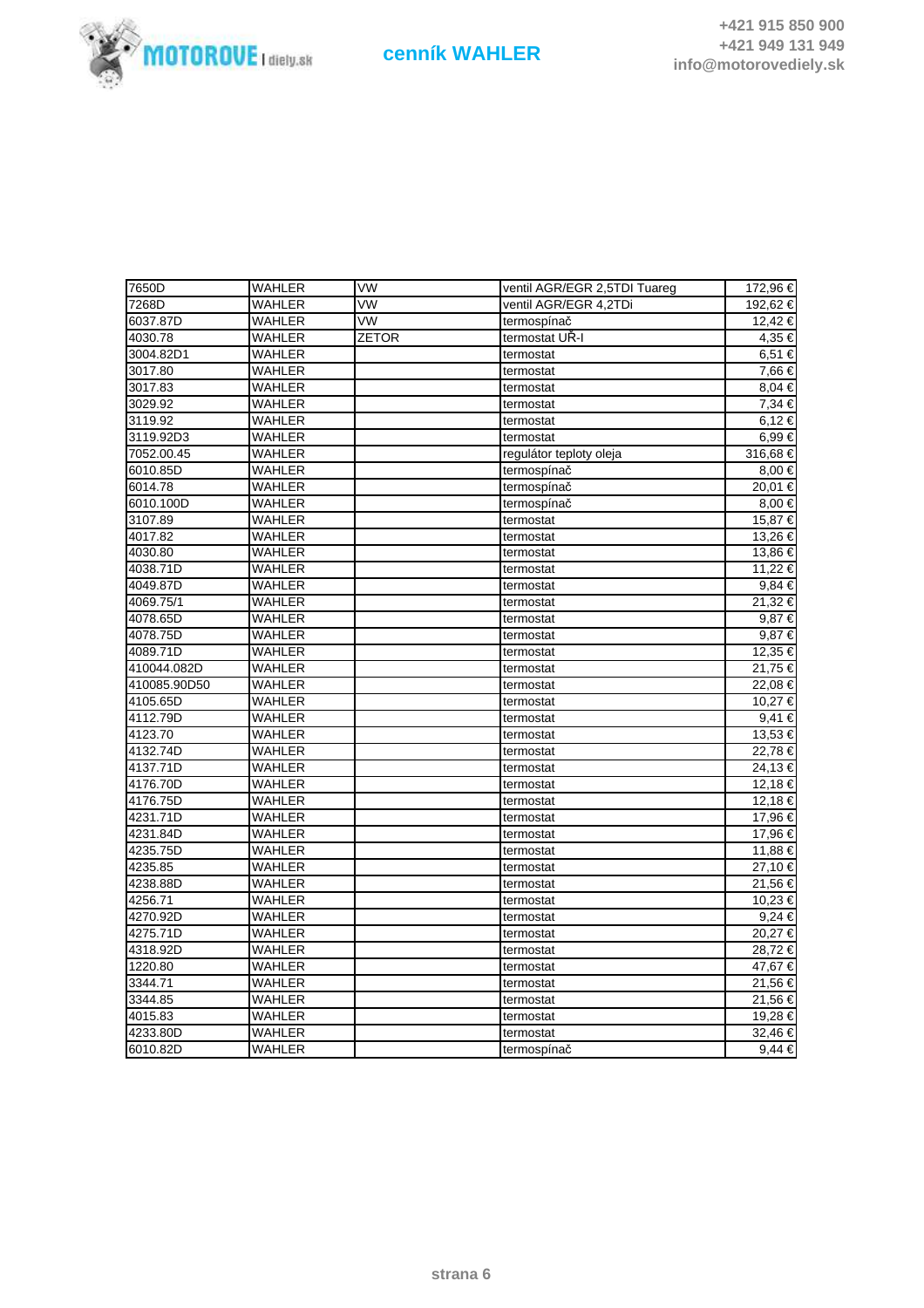| | | | | |
|---|---|---|---|---|
| 7650D | WAHLER | VW | ventil AGR/EGR 2,5TDI Tuareg | 172,96 € |
| 7268D | WAHLER | VW | ventil AGR/EGR 4,2TDi | 192,62 € |
| 6037.87D | WAHLER | VW | termospínač | 12,42 € |
| 4030.78 | WAHLER | ZETOR | termostat UŘ-I | 4,35 € |
| 3004.82D1 | WAHLER | | termostat | 6,51 € |
| 3017.80 | WAHLER | | termostat | 7,66 € |
| 3017.83 | WAHLER | | termostat | 8,04 € |
| 3029.92 | WAHLER | | termostat | 7,34 € |
| 3119.92 | WAHLER | | termostat | 6,12 € |
| 3119.92D3 | WAHLER | | termostat | 6,99 € |
| 7052.00.45 | WAHLER | | regulátor teploty oleja | 316,68 € |
| 6010.85D | WAHLER | | termospínač | 8,00 € |
| 6014.78 | WAHLER | | termospínač | 20,01 € |
| 6010.100D | WAHLER | | termospínač | 8,00 € |
| 3107.89 | WAHLER | | termostat | 15,87 € |
| 4017.82 | WAHLER | | termostat | 13,26 € |
| 4030.80 | WAHLER | | termostat | 13,86 € |
| 4038.71D | WAHLER | | termostat | 11,22 € |
| 4049.87D | WAHLER | | termostat | 9,84 € |
| 4069.75/1 | WAHLER | | termostat | 21,32 € |
| 4078.65D | WAHLER | | termostat | 9,87 € |
| 4078.75D | WAHLER | | termostat | 9,87 € |
| 4089.71D | WAHLER | | termostat | 12,35 € |
| 410044.082D | WAHLER | | termostat | 21,75 € |
| 410085.90D50 | WAHLER | | termostat | 22,08 € |
| 4105.65D | WAHLER | | termostat | 10,27 € |
| 4112.79D | WAHLER | | termostat | 9,41 € |
| 4123.70 | WAHLER | | termostat | 13,53 € |
| 4132.74D | WAHLER | | termostat | 22,78 € |
| 4137.71D | WAHLER | | termostat | 24,13 € |
| 4176.70D | WAHLER | | termostat | 12,18 € |
| 4176.75D | WAHLER | | termostat | 12,18 € |
| 4231.71D | WAHLER | | termostat | 17,96 € |
| 4231.84D | WAHLER | | termostat | 17,96 € |
| 4235.75D | WAHLER | | termostat | 11,88 € |
| 4235.85 | WAHLER | | termostat | 27,10 € |
| 4238.88D | WAHLER | | termostat | 21,56 € |
| 4256.71 | WAHLER | | termostat | 10,23 € |
| 4270.92D | WAHLER | | termostat | 9,24 € |
| 4275.71D | WAHLER | | termostat | 20,27 € |
| 4318.92D | WAHLER | | termostat | 28,72 € |
| 1220.80 | WAHLER | | termostat | 47,67 € |
| 3344.71 | WAHLER | | termostat | 21,56 € |
| 3344.85 | WAHLER | | termostat | 21,56 € |
| 4015.83 | WAHLER | | termostat | 19,28 € |
| 4233.80D | WAHLER | | termostat | 32,46 € |
| 6010.82D | WAHLER | | termospínač | 9,44 € |